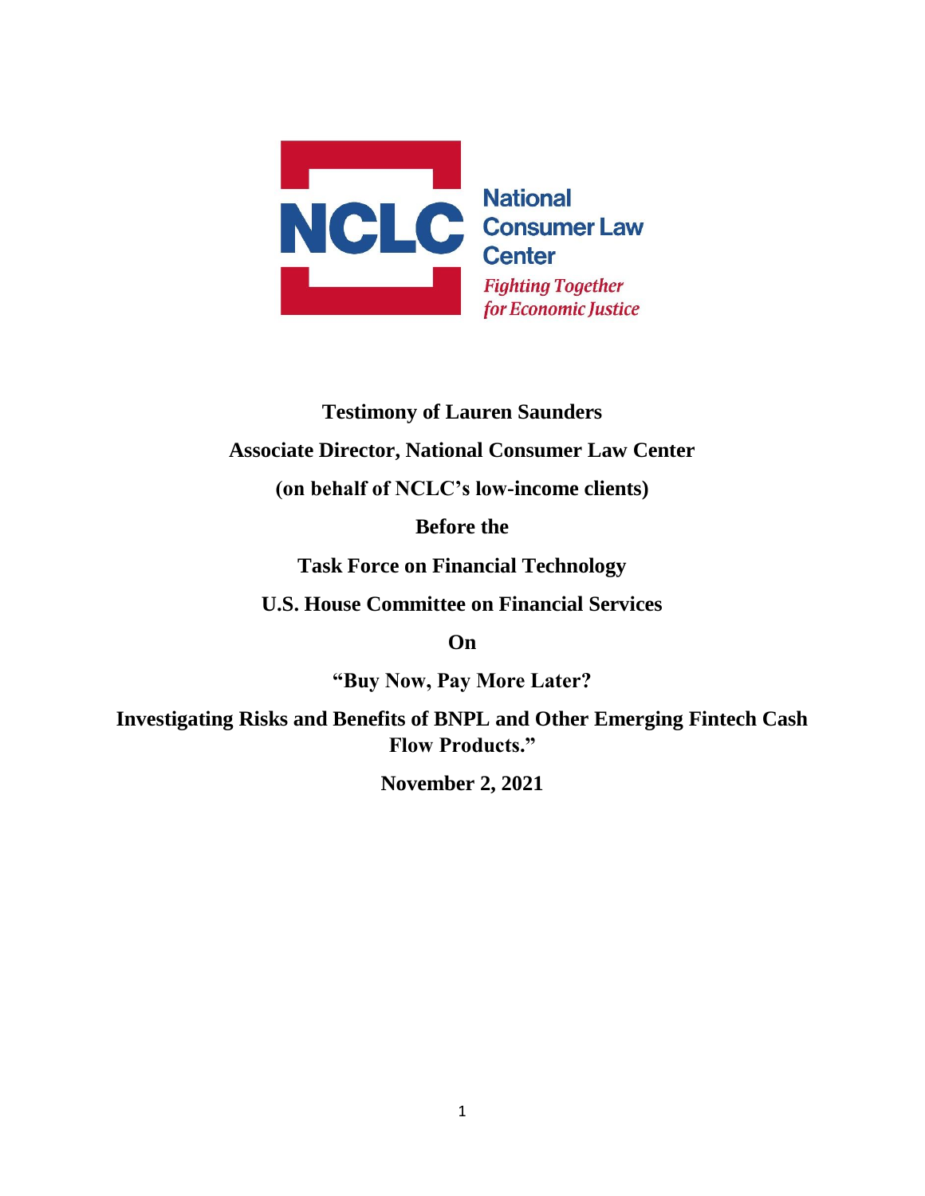National Consumer Law Center

*Fighting Together for Economic Justice*

**Testimony of Lauren Saunders**

**Associate Director, National Consumer Law Center**

**(on behalf of NCLC's low-income clients)**

**Before the**

**Task Force on Financial Technology**

**U.S. House Committee on Financial Services**

**On**

**"Buy Now, Pay More Later?**

**Investigating Risks and Benefits of BNPL and Other Emerging Fintech Cash Flow Products."**

**November 2, 2021**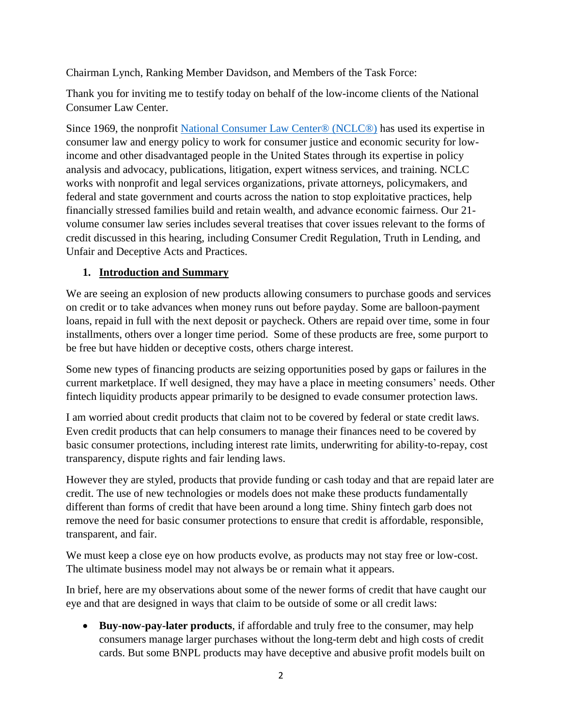Chairman Lynch, Ranking Member Davidson, and Members of the Task Force:

Thank you for inviting me to testify today on behalf of the low-income clients of the National Consumer Law Center.

Since 1969, the nonprofit [National Consumer Law Center® (NCLC®)](#) has used its expertise in consumer law and energy policy to work for consumer justice and economic security for low-income and other disadvantaged people in the United States through its expertise in policy analysis and advocacy, publications, litigation, expert witness services, and training. NCLC works with nonprofit and legal services organizations, private attorneys, policymakers, and federal and state government and courts across the nation to stop exploitative practices, help financially stressed families build and retain wealth, and advance economic fairness. Our 21-volume consumer law series includes several treatises that cover issues relevant to the forms of credit discussed in this hearing, including Consumer Credit Regulation, Truth in Lending, and Unfair and Deceptive Acts and Practices.

## 1. Introduction and Summary

We are seeing an explosion of new products allowing consumers to purchase goods and services on credit or to take advances when money runs out before payday. Some are balloon-payment loans, repaid in full with the next deposit or paycheck. Others are repaid over time, some in four installments, others over a longer time period. Some of these products are free, some purport to be free but have hidden or deceptive costs, others charge interest.

Some new types of financing products are seizing opportunities posed by gaps or failures in the current marketplace. If well designed, they may have a place in meeting consumers' needs. Other fintech liquidity products appear primarily to be designed to evade consumer protection laws.

I am worried about credit products that claim not to be covered by federal or state credit laws. Even credit products that can help consumers to manage their finances need to be covered by basic consumer protections, including interest rate limits, underwriting for ability-to-repay, cost transparency, dispute rights and fair lending laws.

However they are styled, products that provide funding or cash today and that are repaid later are credit. The use of new technologies or models does not make these products fundamentally different than forms of credit that have been around a long time. Shiny fintech garb does not remove the need for basic consumer protections to ensure that credit is affordable, responsible, transparent, and fair.

We must keep a close eye on how products evolve, as products may not stay free or low-cost. The ultimate business model may not always be or remain what it appears.

In brief, here are my observations about some of the newer forms of credit that have caught our eye and that are designed in ways that claim to be outside of some or all credit laws:

- **Buy-now-pay-later products**, if affordable and truly free to the consumer, may help consumers manage larger purchases without the long-term debt and high costs of credit cards. But some BNPL products may have deceptive and abusive profit models built on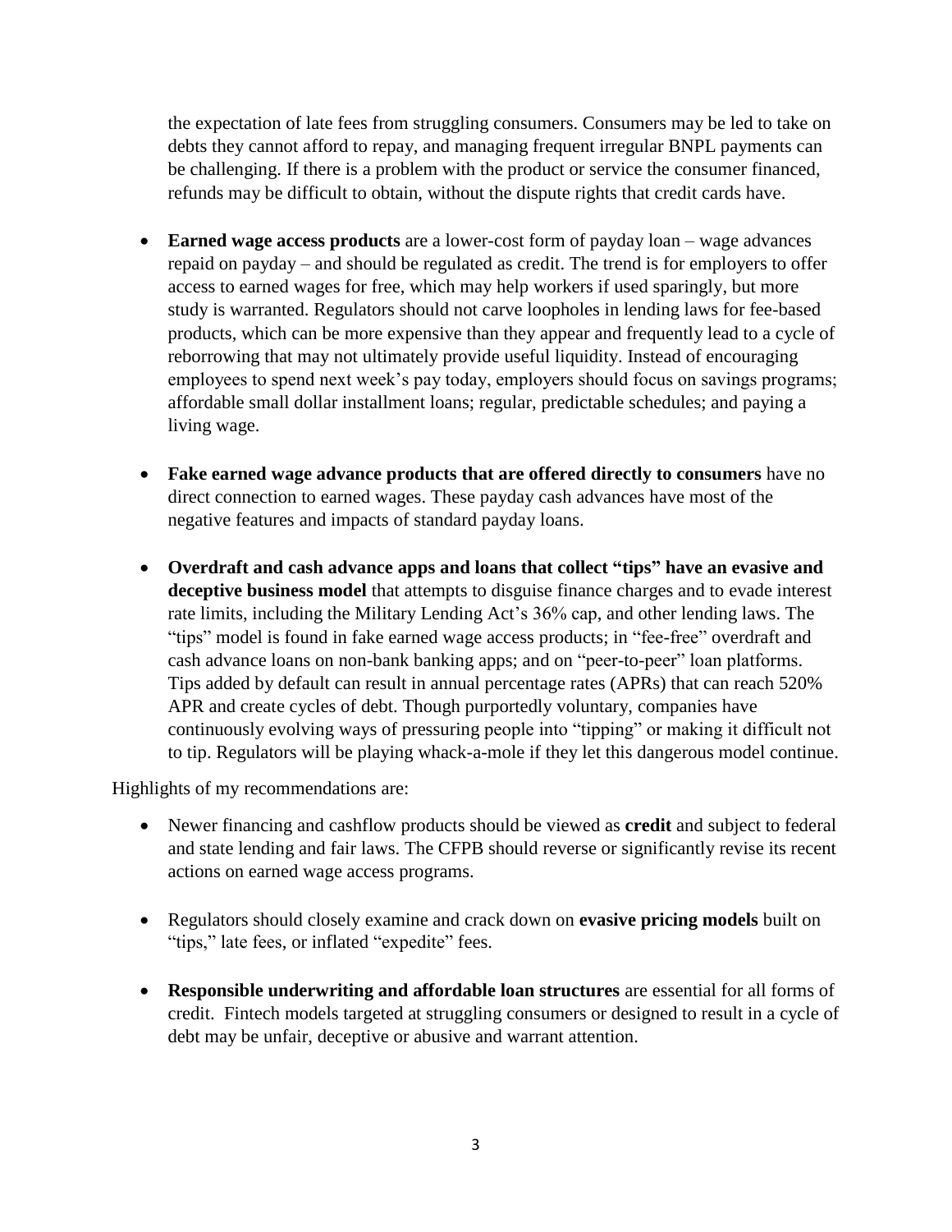the expectation of late fees from struggling consumers. Consumers may be led to take on debts they cannot afford to repay, and managing frequent irregular BNPL payments can be challenging. If there is a problem with the product or service the consumer financed, refunds may be difficult to obtain, without the dispute rights that credit cards have.

- **Earned wage access products** are a lower-cost form of payday loan – wage advances repaid on payday – and should be regulated as credit. The trend is for employers to offer access to earned wages for free, which may help workers if used sparingly, but more study is warranted. Regulators should not carve loopholes in lending laws for fee-based products, which can be more expensive than they appear and frequently lead to a cycle of reborrowing that may not ultimately provide useful liquidity. Instead of encouraging employees to spend next week's pay today, employers should focus on savings programs; affordable small dollar installment loans; regular, predictable schedules; and paying a living wage.

- **Fake earned wage advance products that are offered directly to consumers** have no direct connection to earned wages. These payday cash advances have most of the negative features and impacts of standard payday loans.

- **Overdraft and cash advance apps and loans that collect "tips" have an evasive and deceptive business model** that attempts to disguise finance charges and to evade interest rate limits, including the Military Lending Act's 36% cap, and other lending laws. The "tips" model is found in fake earned wage access products; in "fee-free" overdraft and cash advance loans on non-bank banking apps; and on "peer-to-peer" loan platforms. Tips added by default can result in annual percentage rates (APRs) that can reach 520% APR and create cycles of debt. Though purportedly voluntary, companies have continuously evolving ways of pressuring people into "tipping" or making it difficult not to tip. Regulators will be playing whack-a-mole if they let this dangerous model continue.

Highlights of my recommendations are:

- Newer financing and cashflow products should be viewed as **credit** and subject to federal and state lending and fair laws. The CFPB should reverse or significantly revise its recent actions on earned wage access programs.

- Regulators should closely examine and crack down on **evasive pricing models** built on "tips," late fees, or inflated "expedite" fees.

- **Responsible underwriting and affordable loan structures** are essential for all forms of credit. Fintech models targeted at struggling consumers or designed to result in a cycle of debt may be unfair, deceptive or abusive and warrant attention.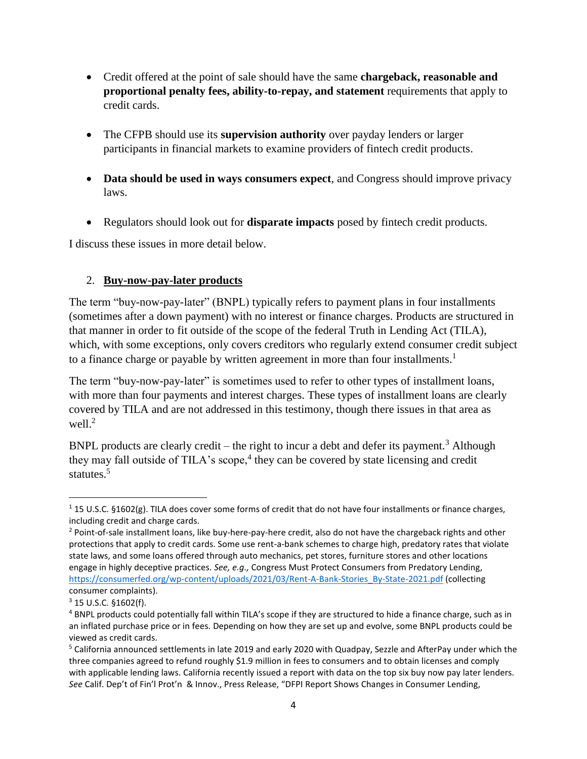- Credit offered at the point of sale should have the same **chargeback, reasonable and proportional penalty fees, ability-to-repay, and statement** requirements that apply to credit cards.

- The CFPB should use its **supervision authority** over payday lenders or larger participants in financial markets to examine providers of fintech credit products.

- **Data should be used in ways consumers expect**, and Congress should improve privacy laws.

- Regulators should look out for **disparate impacts** posed by fintech credit products.

I discuss these issues in more detail below.

## 2. Buy-now-pay-later products

The term "buy-now-pay-later" (BNPL) typically refers to payment plans in four installments (sometimes after a down payment) with no interest or finance charges. Products are structured in that manner in order to fit outside of the scope of the federal Truth in Lending Act (TILA), which, with some exceptions, only covers creditors who regularly extend consumer credit subject to a finance charge or payable by written agreement in more than four installments.[1]

The term "buy-now-pay-later" is sometimes used to refer to other types of installment loans, with more than four payments and interest charges. These types of installment loans are clearly covered by TILA and are not addressed in this testimony, though there issues in that area as well.[2]

BNPL products are clearly credit – the right to incur a debt and defer its payment.[3] Although they may fall outside of TILA's scope,[4] they can be covered by state licensing and credit statutes.[5]

---

[1] 15 U.S.C. §1602(g). TILA does cover some forms of credit that do not have four installments or finance charges, including credit and charge cards.

[2] Point-of-sale installment loans, like buy-here-pay-here credit, also do not have the chargeback rights and other protections that apply to credit cards. Some use rent-a-bank schemes to charge high, predatory rates that violate state laws, and some loans offered through auto mechanics, pet stores, furniture stores and other locations engage in highly deceptive practices. *See, e.g.,* Congress Must Protect Consumers from Predatory Lending, https://consumerfed.org/wp-content/uploads/2021/03/Rent-A-Bank-Stories_By-State-2021.pdf (collecting consumer complaints).

[3] 15 U.S.C. §1602(f).

[4] BNPL products could potentially fall within TILA's scope if they are structured to hide a finance charge, such as in an inflated purchase price or in fees. Depending on how they are set up and evolve, some BNPL products could be viewed as credit cards.

[5] California announced settlements in late 2019 and early 2020 with Quadpay, Sezzle and AfterPay under which the three companies agreed to refund roughly $1.9 million in fees to consumers and to obtain licenses and comply with applicable lending laws. California recently issued a report with data on the top six buy now pay later lenders. *See* Calif. Dep't of Fin'l Prot'n & Innov., Press Release, "DFPI Report Shows Changes in Consumer Lending,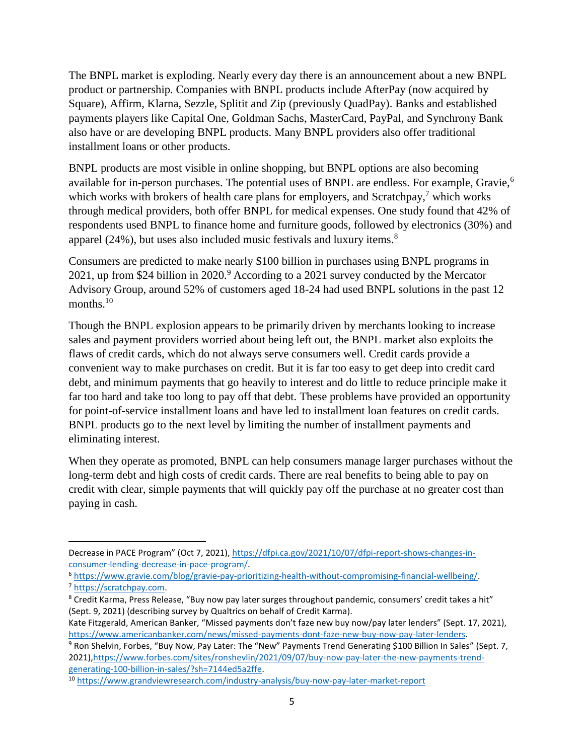The BNPL market is exploding. Nearly every day there is an announcement about a new BNPL product or partnership. Companies with BNPL products include AfterPay (now acquired by Square), Affirm, Klarna, Sezzle, Splitit and Zip (previously QuadPay). Banks and established payments players like Capital One, Goldman Sachs, MasterCard, PayPal, and Synchrony Bank also have or are developing BNPL products. Many BNPL providers also offer traditional installment loans or other products.

BNPL products are most visible in online shopping, but BNPL options are also becoming available for in-person purchases. The potential uses of BNPL are endless. For example, Gravie,[6] which works with brokers of health care plans for employers, and Scratchpay,[7] which works through medical providers, both offer BNPL for medical expenses. One study found that 42% of respondents used BNPL to finance home and furniture goods, followed by electronics (30%) and apparel (24%), but uses also included music festivals and luxury items.[8]

Consumers are predicted to make nearly $100 billion in purchases using BNPL programs in 2021, up from $24 billion in 2020.[9] According to a 2021 survey conducted by the Mercator Advisory Group, around 52% of customers aged 18-24 had used BNPL solutions in the past 12 months.[10]

Though the BNPL explosion appears to be primarily driven by merchants looking to increase sales and payment providers worried about being left out, the BNPL market also exploits the flaws of credit cards, which do not always serve consumers well. Credit cards provide a convenient way to make purchases on credit. But it is far too easy to get deep into credit card debt, and minimum payments that go heavily to interest and do little to reduce principle make it far too hard and take too long to pay off that debt. These problems have provided an opportunity for point-of-service installment loans and have led to installment loan features on credit cards. BNPL products go to the next level by limiting the number of installment payments and eliminating interest.

When they operate as promoted, BNPL can help consumers manage larger purchases without the long-term debt and high costs of credit cards. There are real benefits to being able to pay on credit with clear, simple payments that will quickly pay off the purchase at no greater cost than paying in cash.

---

Decrease in PACE Program" (Oct 7, 2021), https://dfpi.ca.gov/2021/10/07/dfpi-report-shows-changes-in-consumer-lending-decrease-in-pace-program/.

[6] https://www.gravie.com/blog/gravie-pay-prioritizing-health-without-compromising-financial-wellbeing/.

[7] https://scratchpay.com.

[8] Credit Karma, Press Release, "Buy now pay later surges throughout pandemic, consumers' credit takes a hit" (Sept. 9, 2021) (describing survey by Qualtrics on behalf of Credit Karma).
Kate Fitzgerald, American Banker, "Missed payments don't faze new buy now/pay later lenders" (Sept. 17, 2021), https://www.americanbanker.com/news/missed-payments-dont-faze-new-buy-now-pay-later-lenders.

[9] Ron Shelvin, Forbes, "Buy Now, Pay Later: The "New" Payments Trend Generating $100 Billion In Sales" (Sept. 7, 2021),https://www.forbes.com/sites/ronshevlin/2021/09/07/buy-now-pay-later-the-new-payments-trend-generating-100-billion-in-sales/?sh=7144ed5a2ffe.

[10] https://www.grandviewresearch.com/industry-analysis/buy-now-pay-later-market-report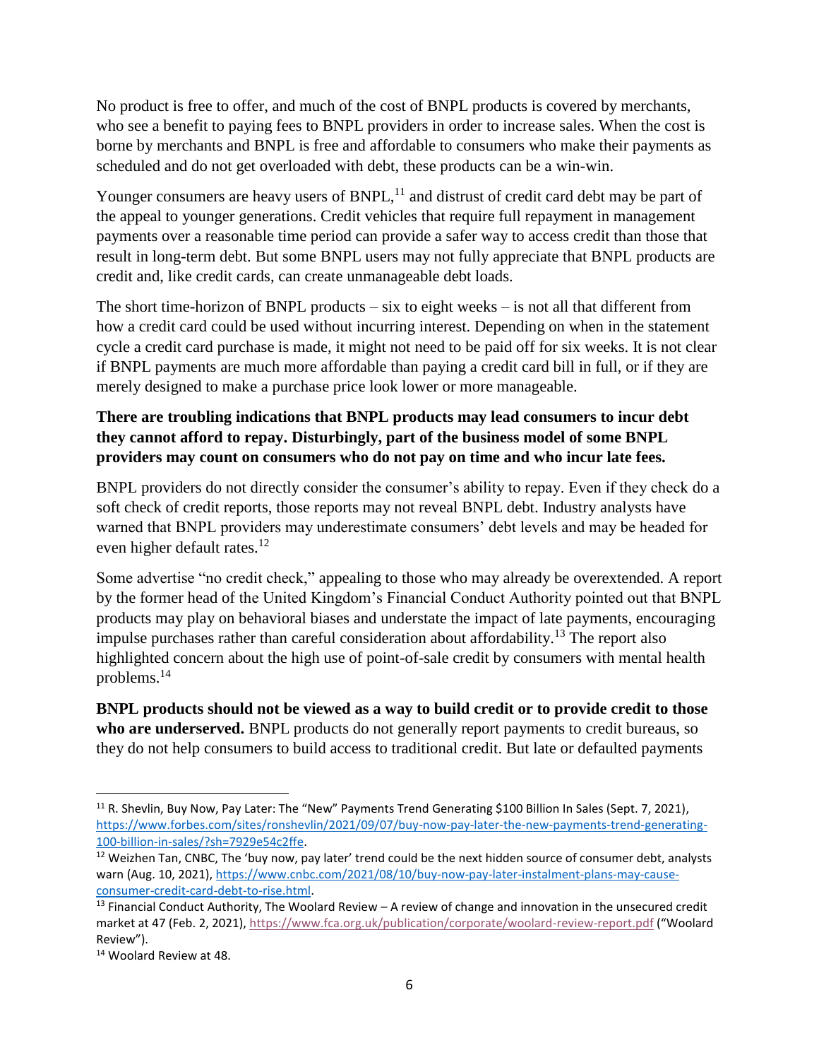No product is free to offer, and much of the cost of BNPL products is covered by merchants, who see a benefit to paying fees to BNPL providers in order to increase sales. When the cost is borne by merchants and BNPL is free and affordable to consumers who make their payments as scheduled and do not get overloaded with debt, these products can be a win-win.

Younger consumers are heavy users of BNPL,[11] and distrust of credit card debt may be part of the appeal to younger generations. Credit vehicles that require full repayment in management payments over a reasonable time period can provide a safer way to access credit than those that result in long-term debt. But some BNPL users may not fully appreciate that BNPL products are credit and, like credit cards, can create unmanageable debt loads.

The short time-horizon of BNPL products – six to eight weeks – is not all that different from how a credit card could be used without incurring interest. Depending on when in the statement cycle a credit card purchase is made, it might not need to be paid off for six weeks. It is not clear if BNPL payments are much more affordable than paying a credit card bill in full, or if they are merely designed to make a purchase price look lower or more manageable.

**There are troubling indications that BNPL products may lead consumers to incur debt they cannot afford to repay. Disturbingly, part of the business model of some BNPL providers may count on consumers who do not pay on time and who incur late fees.**

BNPL providers do not directly consider the consumer's ability to repay. Even if they check do a soft check of credit reports, those reports may not reveal BNPL debt. Industry analysts have warned that BNPL providers may underestimate consumers' debt levels and may be headed for even higher default rates.[12]

Some advertise "no credit check," appealing to those who may already be overextended. A report by the former head of the United Kingdom's Financial Conduct Authority pointed out that BNPL products may play on behavioral biases and understate the impact of late payments, encouraging impulse purchases rather than careful consideration about affordability.[13] The report also highlighted concern about the high use of point-of-sale credit by consumers with mental health problems.[14]

**BNPL products should not be viewed as a way to build credit or to provide credit to those who are underserved.** BNPL products do not generally report payments to credit bureaus, so they do not help consumers to build access to traditional credit. But late or defaulted payments

---

[11] R. Shevlin, Buy Now, Pay Later: The "New" Payments Trend Generating $100 Billion In Sales (Sept. 7, 2021), https://www.forbes.com/sites/ronshevlin/2021/09/07/buy-now-pay-later-the-new-payments-trend-generating-100-billion-in-sales/?sh=7929e54c2ffe.

[12] Weizhen Tan, CNBC, The 'buy now, pay later' trend could be the next hidden source of consumer debt, analysts warn (Aug. 10, 2021), https://www.cnbc.com/2021/08/10/buy-now-pay-later-instalment-plans-may-cause-consumer-credit-card-debt-to-rise.html.

[13] Financial Conduct Authority, The Woolard Review – A review of change and innovation in the unsecured credit market at 47 (Feb. 2, 2021), https://www.fca.org.uk/publication/corporate/woolard-review-report.pdf ("Woolard Review").

[14] Woolard Review at 48.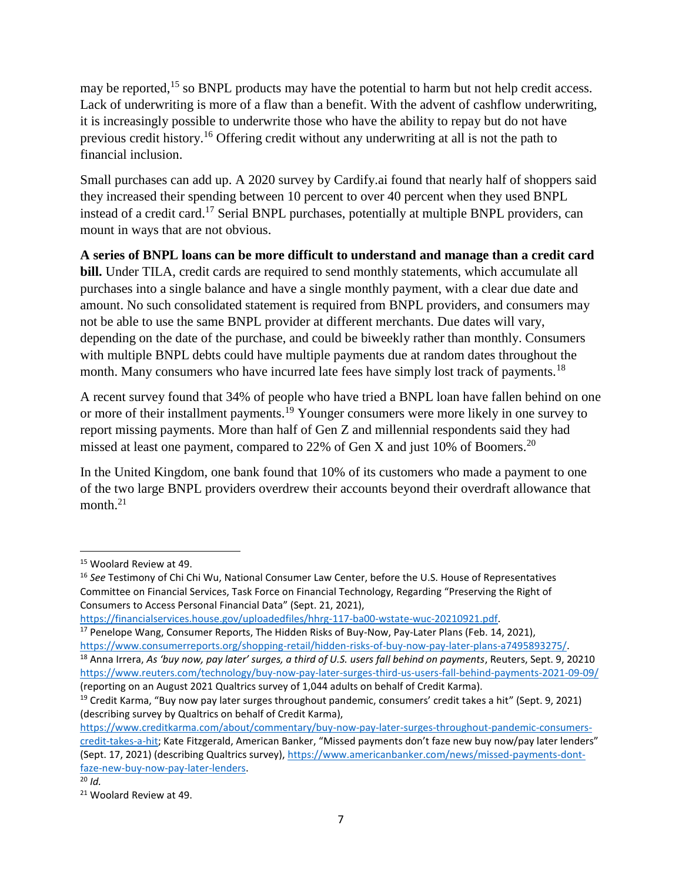may be reported,[15] so BNPL products may have the potential to harm but not help credit access. Lack of underwriting is more of a flaw than a benefit. With the advent of cashflow underwriting, it is increasingly possible to underwrite those who have the ability to repay but do not have previous credit history.[16] Offering credit without any underwriting at all is not the path to financial inclusion.

Small purchases can add up. A 2020 survey by Cardify.ai found that nearly half of shoppers said they increased their spending between 10 percent to over 40 percent when they used BNPL instead of a credit card.[17] Serial BNPL purchases, potentially at multiple BNPL providers, can mount in ways that are not obvious.

**A series of BNPL loans can be more difficult to understand and manage than a credit card bill.** Under TILA, credit cards are required to send monthly statements, which accumulate all purchases into a single balance and have a single monthly payment, with a clear due date and amount. No such consolidated statement is required from BNPL providers, and consumers may not be able to use the same BNPL provider at different merchants. Due dates will vary, depending on the date of the purchase, and could be biweekly rather than monthly. Consumers with multiple BNPL debts could have multiple payments due at random dates throughout the month. Many consumers who have incurred late fees have simply lost track of payments.[18]

A recent survey found that 34% of people who have tried a BNPL loan have fallen behind on one or more of their installment payments.[19] Younger consumers were more likely in one survey to report missing payments. More than half of Gen Z and millennial respondents said they had missed at least one payment, compared to 22% of Gen X and just 10% of Boomers.[20]

In the United Kingdom, one bank found that 10% of its customers who made a payment to one of the two large BNPL providers overdrew their accounts beyond their overdraft allowance that month.[21]

---

[15] Woolard Review at 49.

[16] *See* Testimony of Chi Chi Wu, National Consumer Law Center, before the U.S. House of Representatives Committee on Financial Services, Task Force on Financial Technology, Regarding "Preserving the Right of Consumers to Access Personal Financial Data" (Sept. 21, 2021), https://financialservices.house.gov/uploadedfiles/hhrg-117-ba00-wstate-wuc-20210921.pdf.

[17] Penelope Wang, Consumer Reports, The Hidden Risks of Buy-Now, Pay-Later Plans (Feb. 14, 2021), https://www.consumerreports.org/shopping-retail/hidden-risks-of-buy-now-pay-later-plans-a7495893275/.

[18] Anna Irrera, *As 'buy now, pay later' surges, a third of U.S. users fall behind on payments*, Reuters, Sept. 9, 20210 https://www.reuters.com/technology/buy-now-pay-later-surges-third-us-users-fall-behind-payments-2021-09-09/ (reporting on an August 2021 Qualtrics survey of 1,044 adults on behalf of Credit Karma).

[19] Credit Karma, "Buy now pay later surges throughout pandemic, consumers' credit takes a hit" (Sept. 9, 2021) (describing survey by Qualtrics on behalf of Credit Karma), https://www.creditkarma.com/about/commentary/buy-now-pay-later-surges-throughout-pandemic-consumers-credit-takes-a-hit; Kate Fitzgerald, American Banker, "Missed payments don't faze new buy now/pay later lenders" (Sept. 17, 2021) (describing Qualtrics survey), https://www.americanbanker.com/news/missed-payments-dont-faze-new-buy-now-pay-later-lenders.

[20] *Id.*

[21] Woolard Review at 49.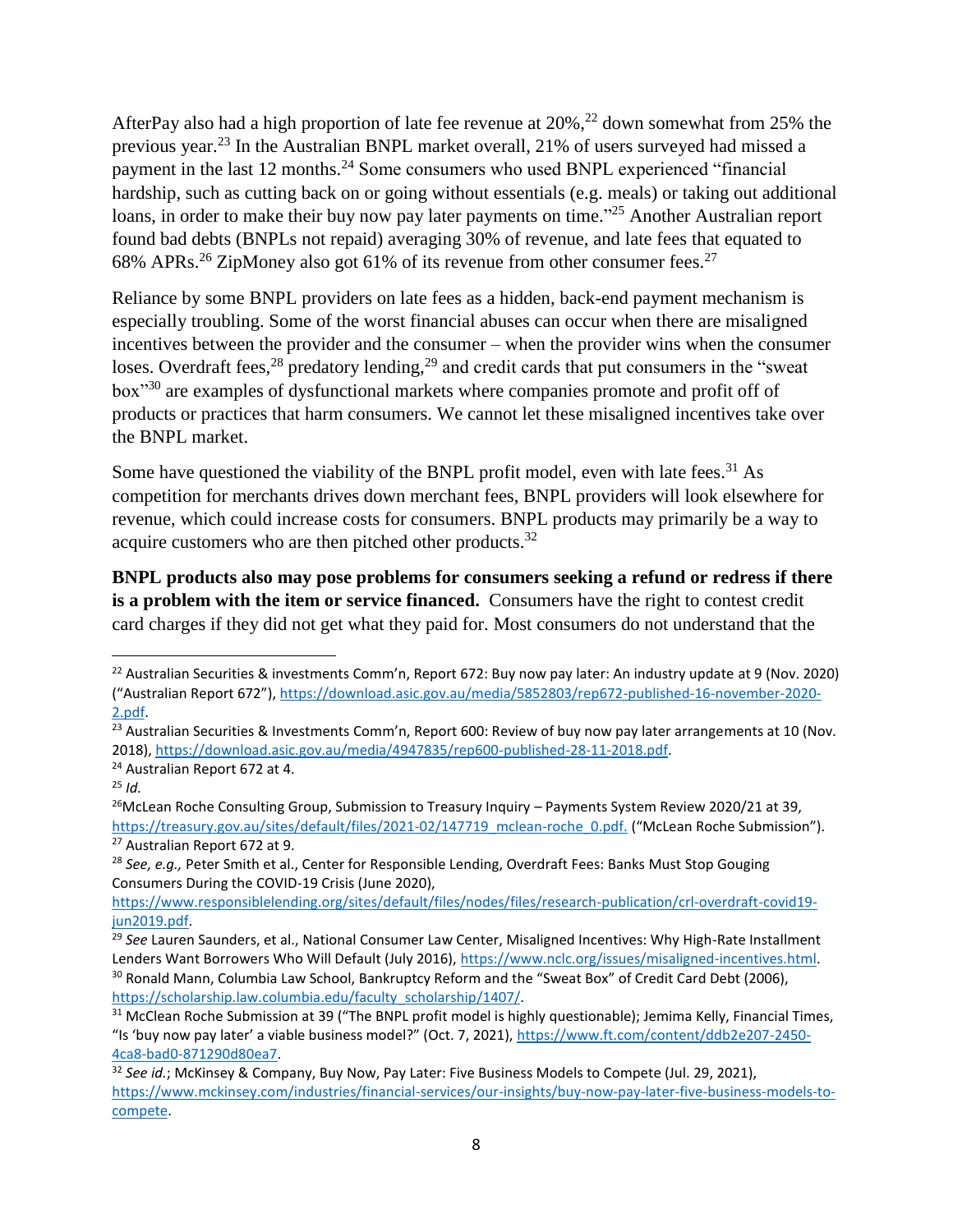AfterPay also had a high proportion of late fee revenue at 20%,[22] down somewhat from 25% the previous year.[23] In the Australian BNPL market overall, 21% of users surveyed had missed a payment in the last 12 months.[24] Some consumers who used BNPL experienced "financial hardship, such as cutting back on or going without essentials (e.g. meals) or taking out additional loans, in order to make their buy now pay later payments on time."[25] Another Australian report found bad debts (BNPLs not repaid) averaging 30% of revenue, and late fees that equated to 68% APRs.[26] ZipMoney also got 61% of its revenue from other consumer fees.[27]

Reliance by some BNPL providers on late fees as a hidden, back-end payment mechanism is especially troubling. Some of the worst financial abuses can occur when there are misaligned incentives between the provider and the consumer – when the provider wins when the consumer loses. Overdraft fees,[28] predatory lending,[29] and credit cards that put consumers in the "sweat box"[30] are examples of dysfunctional markets where companies promote and profit off of products or practices that harm consumers. We cannot let these misaligned incentives take over the BNPL market.

Some have questioned the viability of the BNPL profit model, even with late fees.[31] As competition for merchants drives down merchant fees, BNPL providers will look elsewhere for revenue, which could increase costs for consumers. BNPL products may primarily be a way to acquire customers who are then pitched other products.[32]

**BNPL products also may pose problems for consumers seeking a refund or redress if there is a problem with the item or service financed.** Consumers have the right to contest credit card charges if they did not get what they paid for. Most consumers do not understand that the

---

[22] Australian Securities & investments Comm'n, Report 672: Buy now pay later: An industry update at 9 (Nov. 2020) ("Australian Report 672"), https://download.asic.gov.au/media/5852803/rep672-published-16-november-2020-2.pdf.

[23] Australian Securities & Investments Comm'n, Report 600: Review of buy now pay later arrangements at 10 (Nov. 2018), https://download.asic.gov.au/media/4947835/rep600-published-28-11-2018.pdf.

[24] Australian Report 672 at 4.

[25] *Id.*

[26] McLean Roche Consulting Group, Submission to Treasury Inquiry – Payments System Review 2020/21 at 39, https://treasury.gov.au/sites/default/files/2021-02/147719_mclean-roche_0.pdf. ("McLean Roche Submission").

[27] Australian Report 672 at 9.

[28] *See, e.g.,* Peter Smith et al., Center for Responsible Lending, Overdraft Fees: Banks Must Stop Gouging Consumers During the COVID-19 Crisis (June 2020), https://www.responsiblelending.org/sites/default/files/nodes/files/research-publication/crl-overdraft-covid19-jun2019.pdf.

[29] *See* Lauren Saunders, et al., National Consumer Law Center, Misaligned Incentives: Why High-Rate Installment Lenders Want Borrowers Who Will Default (July 2016), https://www.nclc.org/issues/misaligned-incentives.html.

[30] Ronald Mann, Columbia Law School, Bankruptcy Reform and the "Sweat Box" of Credit Card Debt (2006), https://scholarship.law.columbia.edu/faculty_scholarship/1407/.

[31] McClean Roche Submission at 39 ("The BNPL profit model is highly questionable); Jemima Kelly, Financial Times, "Is 'buy now pay later' a viable business model?" (Oct. 7, 2021), https://www.ft.com/content/ddb2e207-2450-4ca8-bad0-871290d80ea7.

[32] *See id.*; McKinsey & Company, Buy Now, Pay Later: Five Business Models to Compete (Jul. 29, 2021), https://www.mckinsey.com/industries/financial-services/our-insights/buy-now-pay-later-five-business-models-to-compete.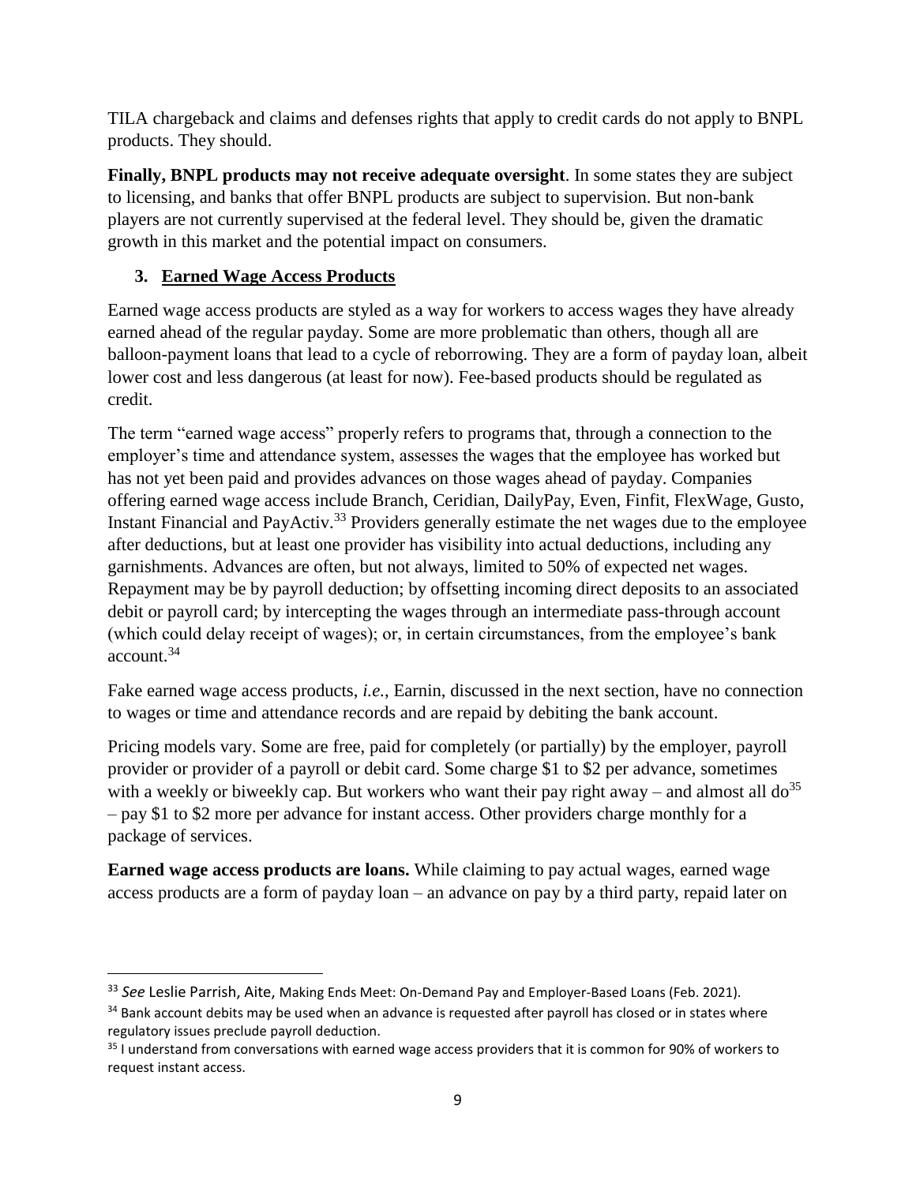TILA chargeback and claims and defenses rights that apply to credit cards do not apply to BNPL products. They should.

**Finally, BNPL products may not receive adequate oversight**. In some states they are subject to licensing, and banks that offer BNPL products are subject to supervision. But non-bank players are not currently supervised at the federal level. They should be, given the dramatic growth in this market and the potential impact on consumers.

### 3. Earned Wage Access Products

Earned wage access products are styled as a way for workers to access wages they have already earned ahead of the regular payday. Some are more problematic than others, though all are balloon-payment loans that lead to a cycle of reborrowing. They are a form of payday loan, albeit lower cost and less dangerous (at least for now). Fee-based products should be regulated as credit.

The term "earned wage access" properly refers to programs that, through a connection to the employer's time and attendance system, assesses the wages that the employee has worked but has not yet been paid and provides advances on those wages ahead of payday. Companies offering earned wage access include Branch, Ceridian, DailyPay, Even, Finfit, FlexWage, Gusto, Instant Financial and PayActiv.[33] Providers generally estimate the net wages due to the employee after deductions, but at least one provider has visibility into actual deductions, including any garnishments. Advances are often, but not always, limited to 50% of expected net wages. Repayment may be by payroll deduction; by offsetting incoming direct deposits to an associated debit or payroll card; by intercepting the wages through an intermediate pass-through account (which could delay receipt of wages); or, in certain circumstances, from the employee's bank account.[34]

Fake earned wage access products, *i.e.*, Earnin, discussed in the next section, have no connection to wages or time and attendance records and are repaid by debiting the bank account.

Pricing models vary. Some are free, paid for completely (or partially) by the employer, payroll provider or provider of a payroll or debit card. Some charge $1 to $2 per advance, sometimes with a weekly or biweekly cap. But workers who want their pay right away – and almost all do[35] – pay $1 to $2 more per advance for instant access. Other providers charge monthly for a package of services.

**Earned wage access products are loans.** While claiming to pay actual wages, earned wage access products are a form of payday loan – an advance on pay by a third party, repaid later on

---

[33] *See* Leslie Parrish, Aite, Making Ends Meet: On-Demand Pay and Employer-Based Loans (Feb. 2021).

[34] Bank account debits may be used when an advance is requested after payroll has closed or in states where regulatory issues preclude payroll deduction.

[35] I understand from conversations with earned wage access providers that it is common for 90% of workers to request instant access.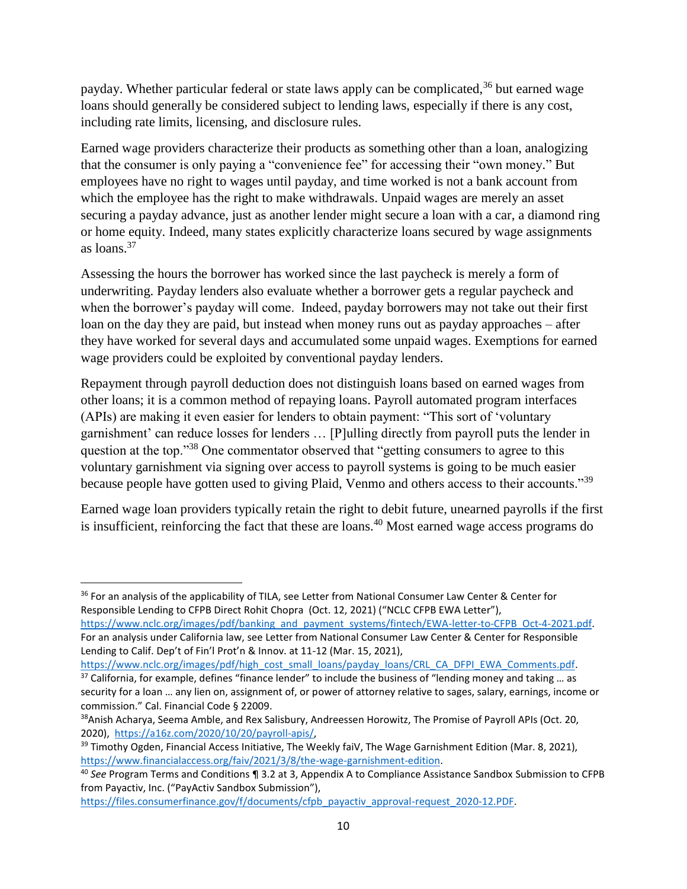payday. Whether particular federal or state laws apply can be complicated,[36] but earned wage loans should generally be considered subject to lending laws, especially if there is any cost, including rate limits, licensing, and disclosure rules.

Earned wage providers characterize their products as something other than a loan, analogizing that the consumer is only paying a "convenience fee" for accessing their "own money." But employees have no right to wages until payday, and time worked is not a bank account from which the employee has the right to make withdrawals. Unpaid wages are merely an asset securing a payday advance, just as another lender might secure a loan with a car, a diamond ring or home equity. Indeed, many states explicitly characterize loans secured by wage assignments as loans.[37]

Assessing the hours the borrower has worked since the last paycheck is merely a form of underwriting. Payday lenders also evaluate whether a borrower gets a regular paycheck and when the borrower's payday will come. Indeed, payday borrowers may not take out their first loan on the day they are paid, but instead when money runs out as payday approaches – after they have worked for several days and accumulated some unpaid wages. Exemptions for earned wage providers could be exploited by conventional payday lenders.

Repayment through payroll deduction does not distinguish loans based on earned wages from other loans; it is a common method of repaying loans. Payroll automated program interfaces (APIs) are making it even easier for lenders to obtain payment: "This sort of 'voluntary garnishment' can reduce losses for lenders … [P]ulling directly from payroll puts the lender in question at the top."[38] One commentator observed that "getting consumers to agree to this voluntary garnishment via signing over access to payroll systems is going to be much easier because people have gotten used to giving Plaid, Venmo and others access to their accounts."[39]

Earned wage loan providers typically retain the right to debit future, unearned payrolls if the first is insufficient, reinforcing the fact that these are loans.[40] Most earned wage access programs do

---

[36] For an analysis of the applicability of TILA, see Letter from National Consumer Law Center & Center for Responsible Lending to CFPB Direct Rohit Chopra (Oct. 12, 2021) ("NCLC CFPB EWA Letter"), https://www.nclc.org/images/pdf/banking_and_payment_systems/fintech/EWA-letter-to-CFPB_Oct-4-2021.pdf. For an analysis under California law, see Letter from National Consumer Law Center & Center for Responsible Lending to Calif. Dep't of Fin'l Prot'n & Innov. at 11-12 (Mar. 15, 2021), https://www.nclc.org/images/pdf/high_cost_small_loans/payday_loans/CRL_CA_DFPI_EWA_Comments.pdf.

[37] California, for example, defines "finance lender" to include the business of "lending money and taking … as security for a loan … any lien on, assignment of, or power of attorney relative to sages, salary, earnings, income or commission." Cal. Financial Code § 22009.

[38] Anish Acharya, Seema Amble, and Rex Salisbury, Andreessen Horowitz, The Promise of Payroll APIs (Oct. 20, 2020), https://a16z.com/2020/10/20/payroll-apis/,

[39] Timothy Ogden, Financial Access Initiative, The Weekly faiV, The Wage Garnishment Edition (Mar. 8, 2021), https://www.financialaccess.org/faiv/2021/3/8/the-wage-garnishment-edition.

[40] *See* Program Terms and Conditions ¶ 3.2 at 3, Appendix A to Compliance Assistance Sandbox Submission to CFPB from Payactiv, Inc. ("PayActiv Sandbox Submission"), https://files.consumerfinance.gov/f/documents/cfpb_payactiv_approval-request_2020-12.PDF.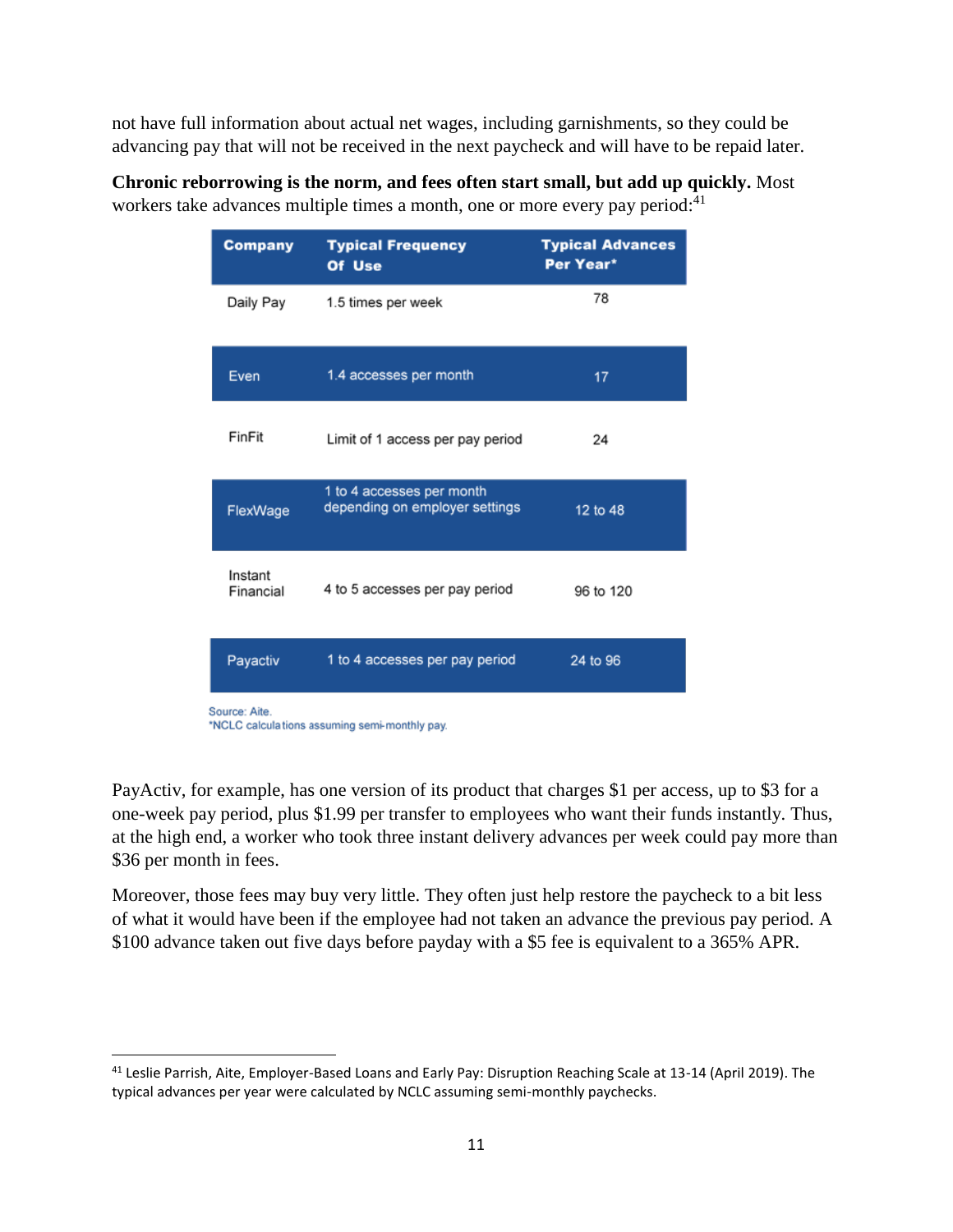not have full information about actual net wages, including garnishments, so they could be advancing pay that will not be received in the next paycheck and will have to be repaid later.

**Chronic reborrowing is the norm, and fees often start small, but add up quickly.** Most workers take advances multiple times a month, one or more every pay period:[41]

| Company | Typical Frequency Of Use | Typical Advances Per Year* |
|---|---|---|
| Daily Pay | 1.5 times per week | 78 |
| Even | 1.4 accesses per month | 17 |
| FinFit | Limit of 1 access per pay period | 24 |
| FlexWage | 1 to 4 accesses per month depending on employer settings | 12 to 48 |
| Instant Financial | 4 to 5 accesses per pay period | 96 to 120 |
| Payactiv | 1 to 4 accesses per pay period | 24 to 96 |

Source: Aite.
*NCLC calculations assuming semi-monthly pay.

PayActiv, for example, has one version of its product that charges $1 per access, up to $3 for a one-week pay period, plus $1.99 per transfer to employees who want their funds instantly. Thus, at the high end, a worker who took three instant delivery advances per week could pay more than $36 per month in fees.

Moreover, those fees may buy very little. They often just help restore the paycheck to a bit less of what it would have been if the employee had not taken an advance the previous pay period. A $100 advance taken out five days before payday with a $5 fee is equivalent to a 365% APR.

[41] Leslie Parrish, Aite, Employer-Based Loans and Early Pay: Disruption Reaching Scale at 13-14 (April 2019). The typical advances per year were calculated by NCLC assuming semi-monthly paychecks.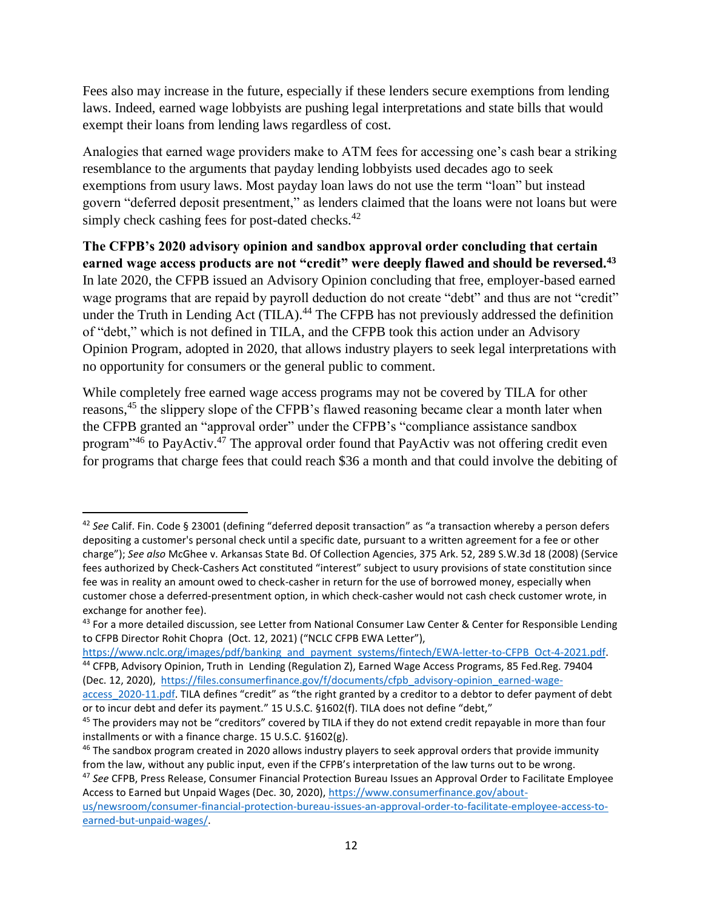Fees also may increase in the future, especially if these lenders secure exemptions from lending laws. Indeed, earned wage lobbyists are pushing legal interpretations and state bills that would exempt their loans from lending laws regardless of cost.

Analogies that earned wage providers make to ATM fees for accessing one's cash bear a striking resemblance to the arguments that payday lending lobbyists used decades ago to seek exemptions from usury laws. Most payday loan laws do not use the term "loan" but instead govern "deferred deposit presentment," as lenders claimed that the loans were not loans but were simply check cashing fees for post-dated checks.[42]

**The CFPB's 2020 advisory opinion and sandbox approval order concluding that certain earned wage access products are not "credit" were deeply flawed and should be reversed.[43]** In late 2020, the CFPB issued an Advisory Opinion concluding that free, employer-based earned wage programs that are repaid by payroll deduction do not create "debt" and thus are not "credit" under the Truth in Lending Act (TILA).[44] The CFPB has not previously addressed the definition of "debt," which is not defined in TILA, and the CFPB took this action under an Advisory Opinion Program, adopted in 2020, that allows industry players to seek legal interpretations with no opportunity for consumers or the general public to comment.

While completely free earned wage access programs may not be covered by TILA for other reasons,[45] the slippery slope of the CFPB's flawed reasoning became clear a month later when the CFPB granted an "approval order" under the CFPB's "compliance assistance sandbox program"[46] to PayActiv.[47] The approval order found that PayActiv was not offering credit even for programs that charge fees that could reach $36 a month and that could involve the debiting of

---

[42] *See* Calif. Fin. Code § 23001 (defining "deferred deposit transaction" as "a transaction whereby a person defers depositing a customer's personal check until a specific date, pursuant to a written agreement for a fee or other charge"); *See also* McGhee v. Arkansas State Bd. Of Collection Agencies, 375 Ark. 52, 289 S.W.3d 18 (2008) (Service fees authorized by Check-Cashers Act constituted "interest" subject to usury provisions of state constitution since fee was in reality an amount owed to check-casher in return for the use of borrowed money, especially when customer chose a deferred-presentment option, in which check-casher would not cash check customer wrote, in exchange for another fee).

[43] For a more detailed discussion, see Letter from National Consumer Law Center & Center for Responsible Lending to CFPB Director Rohit Chopra (Oct. 12, 2021) ("NCLC CFPB EWA Letter"), https://www.nclc.org/images/pdf/banking_and_payment_systems/fintech/EWA-letter-to-CFPB_Oct-4-2021.pdf.

[44] CFPB, Advisory Opinion, Truth in Lending (Regulation Z), Earned Wage Access Programs, 85 Fed.Reg. 79404 (Dec. 12, 2020), https://files.consumerfinance.gov/f/documents/cfpb_advisory-opinion_earned-wage-access_2020-11.pdf. TILA defines "credit" as "the right granted by a creditor to a debtor to defer payment of debt or to incur debt and defer its payment." 15 U.S.C. §1602(f). TILA does not define "debt,"

[45] The providers may not be "creditors" covered by TILA if they do not extend credit repayable in more than four installments or with a finance charge. 15 U.S.C. §1602(g).

[46] The sandbox program created in 2020 allows industry players to seek approval orders that provide immunity from the law, without any public input, even if the CFPB's interpretation of the law turns out to be wrong.

[47] *See* CFPB, Press Release, Consumer Financial Protection Bureau Issues an Approval Order to Facilitate Employee Access to Earned but Unpaid Wages (Dec. 30, 2020), https://www.consumerfinance.gov/about-us/newsroom/consumer-financial-protection-bureau-issues-an-approval-order-to-facilitate-employee-access-to-earned-but-unpaid-wages/.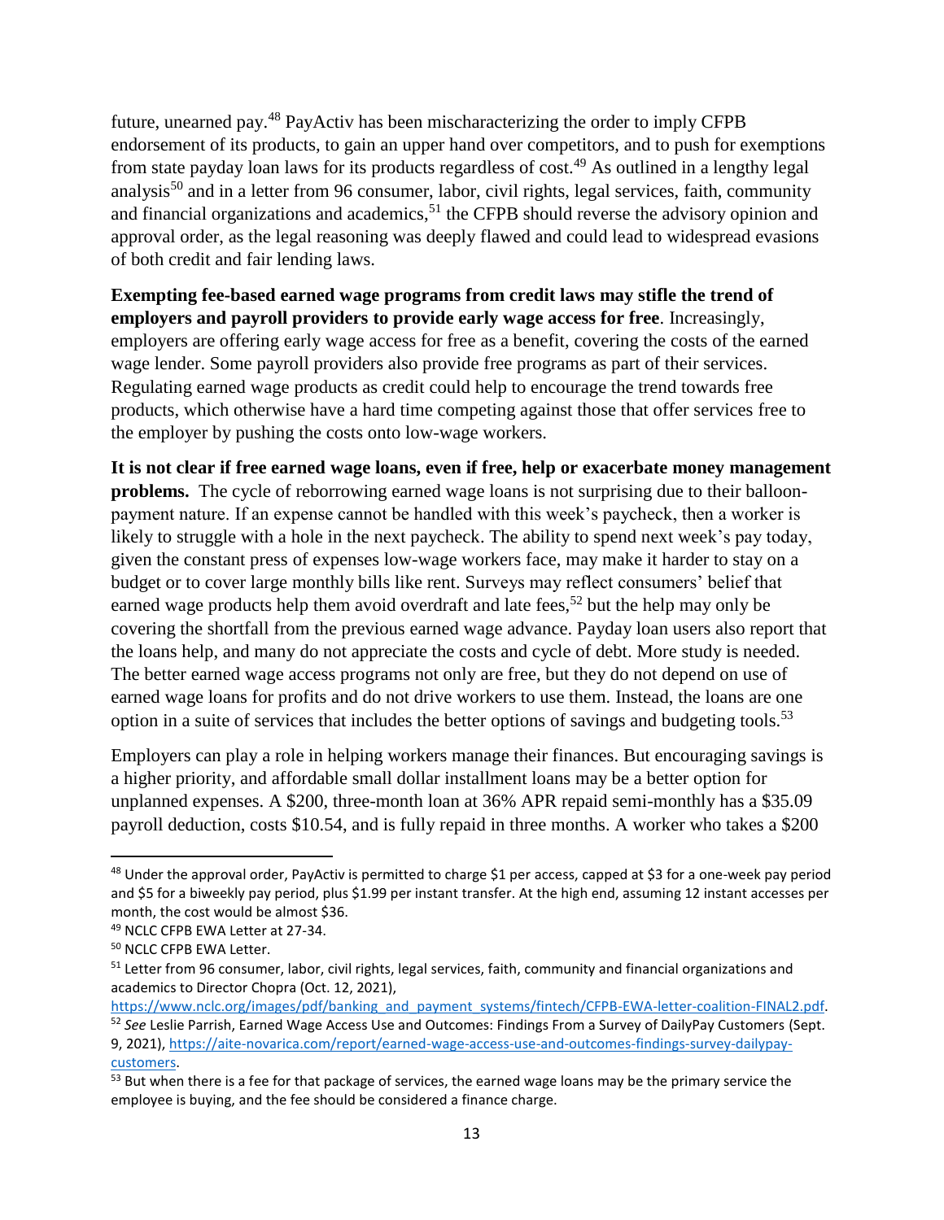future, unearned pay.[48] PayActiv has been mischaracterizing the order to imply CFPB endorsement of its products, to gain an upper hand over competitors, and to push for exemptions from state payday loan laws for its products regardless of cost.[49] As outlined in a lengthy legal analysis[50] and in a letter from 96 consumer, labor, civil rights, legal services, faith, community and financial organizations and academics,[51] the CFPB should reverse the advisory opinion and approval order, as the legal reasoning was deeply flawed and could lead to widespread evasions of both credit and fair lending laws.

**Exempting fee-based earned wage programs from credit laws may stifle the trend of employers and payroll providers to provide early wage access for free**. Increasingly, employers are offering early wage access for free as a benefit, covering the costs of the earned wage lender. Some payroll providers also provide free programs as part of their services. Regulating earned wage products as credit could help to encourage the trend towards free products, which otherwise have a hard time competing against those that offer services free to the employer by pushing the costs onto low-wage workers.

**It is not clear if free earned wage loans, even if free, help or exacerbate money management problems.** The cycle of reborrowing earned wage loans is not surprising due to their balloon-payment nature. If an expense cannot be handled with this week's paycheck, then a worker is likely to struggle with a hole in the next paycheck. The ability to spend next week's pay today, given the constant press of expenses low-wage workers face, may make it harder to stay on a budget or to cover large monthly bills like rent. Surveys may reflect consumers' belief that earned wage products help them avoid overdraft and late fees,[52] but the help may only be covering the shortfall from the previous earned wage advance. Payday loan users also report that the loans help, and many do not appreciate the costs and cycle of debt. More study is needed. The better earned wage access programs not only are free, but they do not depend on use of earned wage loans for profits and do not drive workers to use them. Instead, the loans are one option in a suite of services that includes the better options of savings and budgeting tools.[53]

Employers can play a role in helping workers manage their finances. But encouraging savings is a higher priority, and affordable small dollar installment loans may be a better option for unplanned expenses. A $200, three-month loan at 36% APR repaid semi-monthly has a $35.09 payroll deduction, costs $10.54, and is fully repaid in three months. A worker who takes a $200

---

[48] Under the approval order, PayActiv is permitted to charge $1 per access, capped at $3 for a one-week pay period and $5 for a biweekly pay period, plus $1.99 per instant transfer. At the high end, assuming 12 instant accesses per month, the cost would be almost $36.

[49] NCLC CFPB EWA Letter at 27-34.

[50] NCLC CFPB EWA Letter.

[51] Letter from 96 consumer, labor, civil rights, legal services, faith, community and financial organizations and academics to Director Chopra (Oct. 12, 2021), https://www.nclc.org/images/pdf/banking_and_payment_systems/fintech/CFPB-EWA-letter-coalition-FINAL2.pdf.

[52] *See* Leslie Parrish, Earned Wage Access Use and Outcomes: Findings From a Survey of DailyPay Customers (Sept. 9, 2021), https://aite-novarica.com/report/earned-wage-access-use-and-outcomes-findings-survey-dailypay-customers.

[53] But when there is a fee for that package of services, the earned wage loans may be the primary service the employee is buying, and the fee should be considered a finance charge.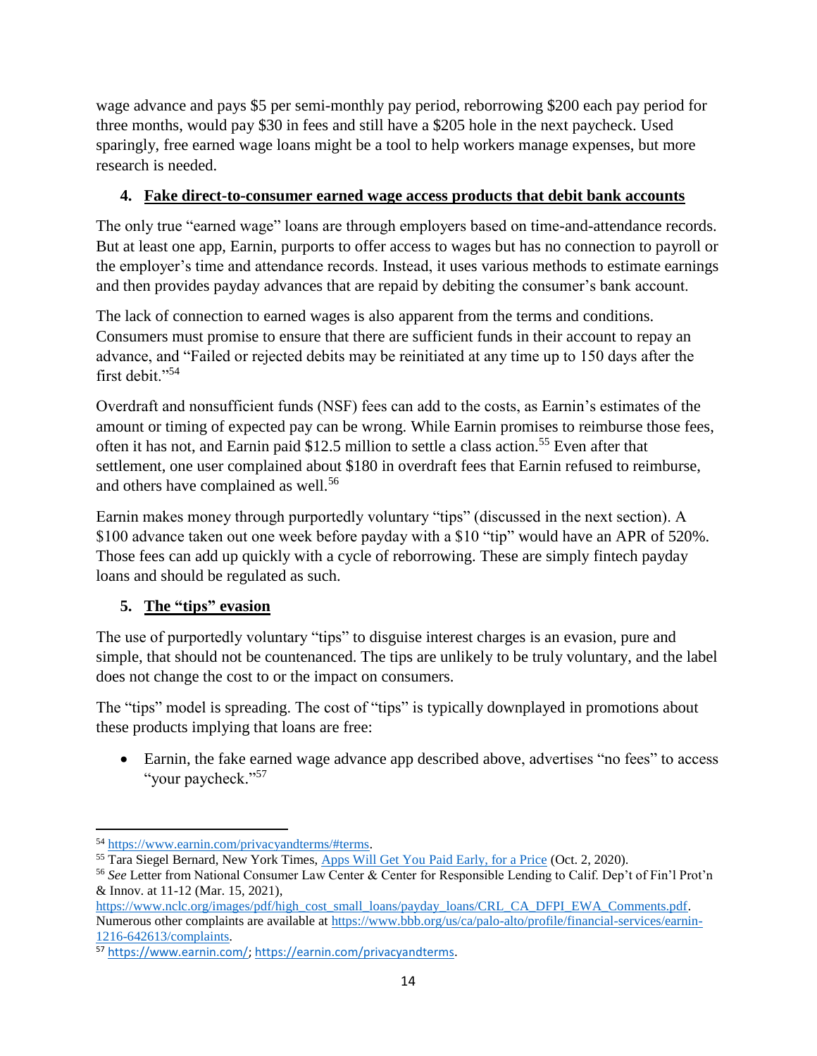wage advance and pays $5 per semi-monthly pay period, reborrowing $200 each pay period for three months, would pay $30 in fees and still have a $205 hole in the next paycheck. Used sparingly, free earned wage loans might be a tool to help workers manage expenses, but more research is needed.

### 4. Fake direct-to-consumer earned wage access products that debit bank accounts

The only true "earned wage" loans are through employers based on time-and-attendance records. But at least one app, Earnin, purports to offer access to wages but has no connection to payroll or the employer's time and attendance records. Instead, it uses various methods to estimate earnings and then provides payday advances that are repaid by debiting the consumer's bank account.

The lack of connection to earned wages is also apparent from the terms and conditions. Consumers must promise to ensure that there are sufficient funds in their account to repay an advance, and "Failed or rejected debits may be reinitiated at any time up to 150 days after the first debit."[54]

Overdraft and nonsufficient funds (NSF) fees can add to the costs, as Earnin's estimates of the amount or timing of expected pay can be wrong. While Earnin promises to reimburse those fees, often it has not, and Earnin paid $12.5 million to settle a class action.[55] Even after that settlement, one user complained about $180 in overdraft fees that Earnin refused to reimburse, and others have complained as well.[56]

Earnin makes money through purportedly voluntary "tips" (discussed in the next section). A $100 advance taken out one week before payday with a $10 "tip" would have an APR of 520%. Those fees can add up quickly with a cycle of reborrowing. These are simply fintech payday loans and should be regulated as such.

### 5. The "tips" evasion

The use of purportedly voluntary "tips" to disguise interest charges is an evasion, pure and simple, that should not be countenanced. The tips are unlikely to be truly voluntary, and the label does not change the cost to or the impact on consumers.

The "tips" model is spreading. The cost of "tips" is typically downplayed in promotions about these products implying that loans are free:

- Earnin, the fake earned wage advance app described above, advertises "no fees" to access "your paycheck."[57]

---

[54] https://www.earnin.com/privacyandterms/#terms.

[55] Tara Siegel Bernard, New York Times, Apps Will Get You Paid Early, for a Price (Oct. 2, 2020).

[56] *See* Letter from National Consumer Law Center & Center for Responsible Lending to Calif. Dep't of Fin'l Prot'n & Innov. at 11-12 (Mar. 15, 2021), https://www.nclc.org/images/pdf/high_cost_small_loans/payday_loans/CRL_CA_DFPI_EWA_Comments.pdf. Numerous other complaints are available at https://www.bbb.org/us/ca/palo-alto/profile/financial-services/earnin-1216-642613/complaints.

[57] https://www.earnin.com/; https://earnin.com/privacyandterms.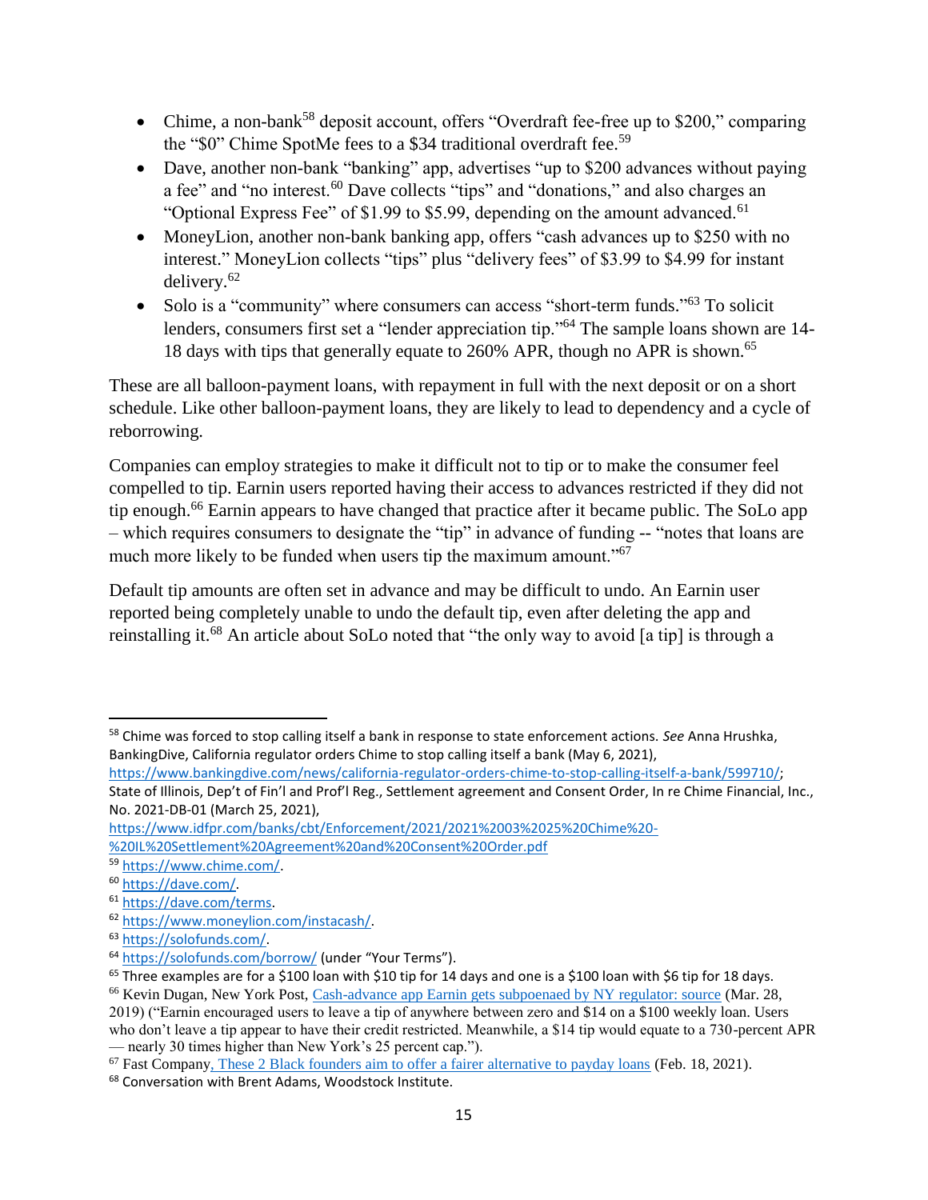- Chime, a non-bank[58] deposit account, offers "Overdraft fee-free up to $200," comparing the "$0" Chime SpotMe fees to a $34 traditional overdraft fee.[59]
- Dave, another non-bank "banking" app, advertises "up to $200 advances without paying a fee" and "no interest.[60] Dave collects "tips" and "donations," and also charges an "Optional Express Fee" of $1.99 to $5.99, depending on the amount advanced.[61]
- MoneyLion, another non-bank banking app, offers "cash advances up to $250 with no interest." MoneyLion collects "tips" plus "delivery fees" of $3.99 to $4.99 for instant delivery.[62]
- Solo is a "community" where consumers can access "short-term funds."[63] To solicit lenders, consumers first set a "lender appreciation tip."[64] The sample loans shown are 14-18 days with tips that generally equate to 260% APR, though no APR is shown.[65]

These are all balloon-payment loans, with repayment in full with the next deposit or on a short schedule. Like other balloon-payment loans, they are likely to lead to dependency and a cycle of reborrowing.

Companies can employ strategies to make it difficult not to tip or to make the consumer feel compelled to tip. Earnin users reported having their access to advances restricted if they did not tip enough.[66] Earnin appears to have changed that practice after it became public. The SoLo app – which requires consumers to designate the "tip" in advance of funding -- "notes that loans are much more likely to be funded when users tip the maximum amount."[67]

Default tip amounts are often set in advance and may be difficult to undo. An Earnin user reported being completely unable to undo the default tip, even after deleting the app and reinstalling it.[68] An article about SoLo noted that "the only way to avoid [a tip] is through a

---

[58] Chime was forced to stop calling itself a bank in response to state enforcement actions. *See* Anna Hrushka, BankingDive, California regulator orders Chime to stop calling itself a bank (May 6, 2021), https://www.bankingdive.com/news/california-regulator-orders-chime-to-stop-calling-itself-a-bank/599710/; State of Illinois, Dep't of Fin'l and Prof'l Reg., Settlement agreement and Consent Order, In re Chime Financial, Inc., No. 2021-DB-01 (March 25, 2021), https://www.idfpr.com/banks/cbt/Enforcement/2021/2021%2003%2025%20Chime%20-%20IL%20Settlement%20Agreement%20and%20Consent%20Order.pdf

[59] https://www.chime.com/.

[60] https://dave.com/.

[61] https://dave.com/terms.

[62] https://www.moneylion.com/instacash/.

[63] https://solofunds.com/.

[64] https://solofunds.com/borrow/ (under "Your Terms").

[65] Three examples are for a $100 loan with $10 tip for 14 days and one is a $100 loan with $6 tip for 18 days.

[66] Kevin Dugan, New York Post, Cash-advance app Earnin gets subpoenaed by NY regulator: source (Mar. 28, 2019) ("Earnin encouraged users to leave a tip of anywhere between zero and $14 on a $100 weekly loan. Users who don't leave a tip appear to have their credit restricted. Meanwhile, a $14 tip would equate to a 730-percent APR — nearly 30 times higher than New York's 25 percent cap.").

[67] Fast Company, These 2 Black founders aim to offer a fairer alternative to payday loans (Feb. 18, 2021).

[68] Conversation with Brent Adams, Woodstock Institute.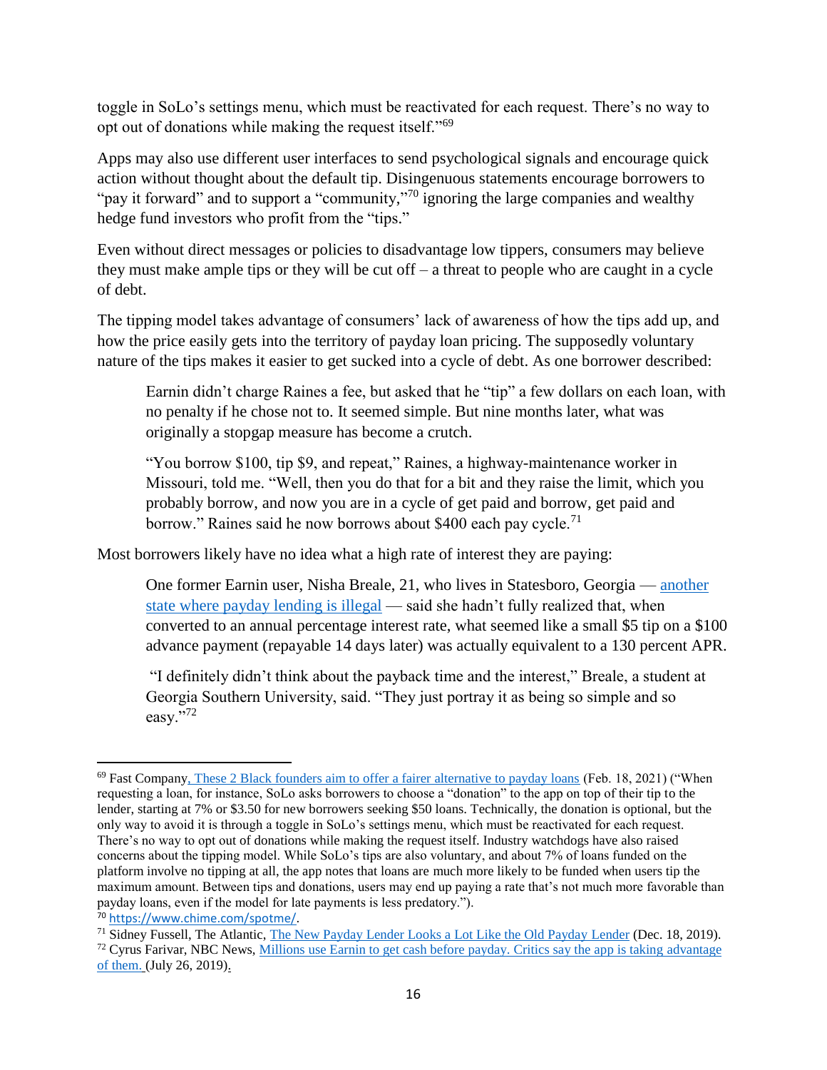toggle in SoLo's settings menu, which must be reactivated for each request. There's no way to opt out of donations while making the request itself."[69]

Apps may also use different user interfaces to send psychological signals and encourage quick action without thought about the default tip. Disingenuous statements encourage borrowers to "pay it forward" and to support a "community,"[70] ignoring the large companies and wealthy hedge fund investors who profit from the "tips."

Even without direct messages or policies to disadvantage low tippers, consumers may believe they must make ample tips or they will be cut off – a threat to people who are caught in a cycle of debt.

The tipping model takes advantage of consumers' lack of awareness of how the tips add up, and how the price easily gets into the territory of payday loan pricing. The supposedly voluntary nature of the tips makes it easier to get sucked into a cycle of debt. As one borrower described:

> Earnin didn't charge Raines a fee, but asked that he "tip" a few dollars on each loan, with no penalty if he chose not to. It seemed simple. But nine months later, what was originally a stopgap measure has become a crutch.
>
> "You borrow $100, tip $9, and repeat," Raines, a highway-maintenance worker in Missouri, told me. "Well, then you do that for a bit and they raise the limit, which you probably borrow, and now you are in a cycle of get paid and borrow, get paid and borrow." Raines said he now borrows about $400 each pay cycle.[71]

Most borrowers likely have no idea what a high rate of interest they are paying:

> One former Earnin user, Nisha Breale, 21, who lives in Statesboro, Georgia — another state where payday lending is illegal — said she hadn't fully realized that, when converted to an annual percentage interest rate, what seemed like a small $5 tip on a $100 advance payment (repayable 14 days later) was actually equivalent to a 130 percent APR.
>
> "I definitely didn't think about the payback time and the interest," Breale, a student at Georgia Southern University, said. "They just portray it as being so simple and so easy."[72]

---

[69] Fast Company, These 2 Black founders aim to offer a fairer alternative to payday loans (Feb. 18, 2021) ("When requesting a loan, for instance, SoLo asks borrowers to choose a "donation" to the app on top of their tip to the lender, starting at 7% or $3.50 for new borrowers seeking $50 loans. Technically, the donation is optional, but the only way to avoid it is through a toggle in SoLo's settings menu, which must be reactivated for each request. There's no way to opt out of donations while making the request itself. Industry watchdogs have also raised concerns about the tipping model. While SoLo's tips are also voluntary, and about 7% of loans funded on the platform involve no tipping at all, the app notes that loans are much more likely to be funded when users tip the maximum amount. Between tips and donations, users may end up paying a rate that's not much more favorable than payday loans, even if the model for late payments is less predatory.").

[70] https://www.chime.com/spotme/.

[71] Sidney Fussell, The Atlantic, The New Payday Lender Looks a Lot Like the Old Payday Lender (Dec. 18, 2019).

[72] Cyrus Farivar, NBC News, Millions use Earnin to get cash before payday. Critics say the app is taking advantage of them. (July 26, 2019).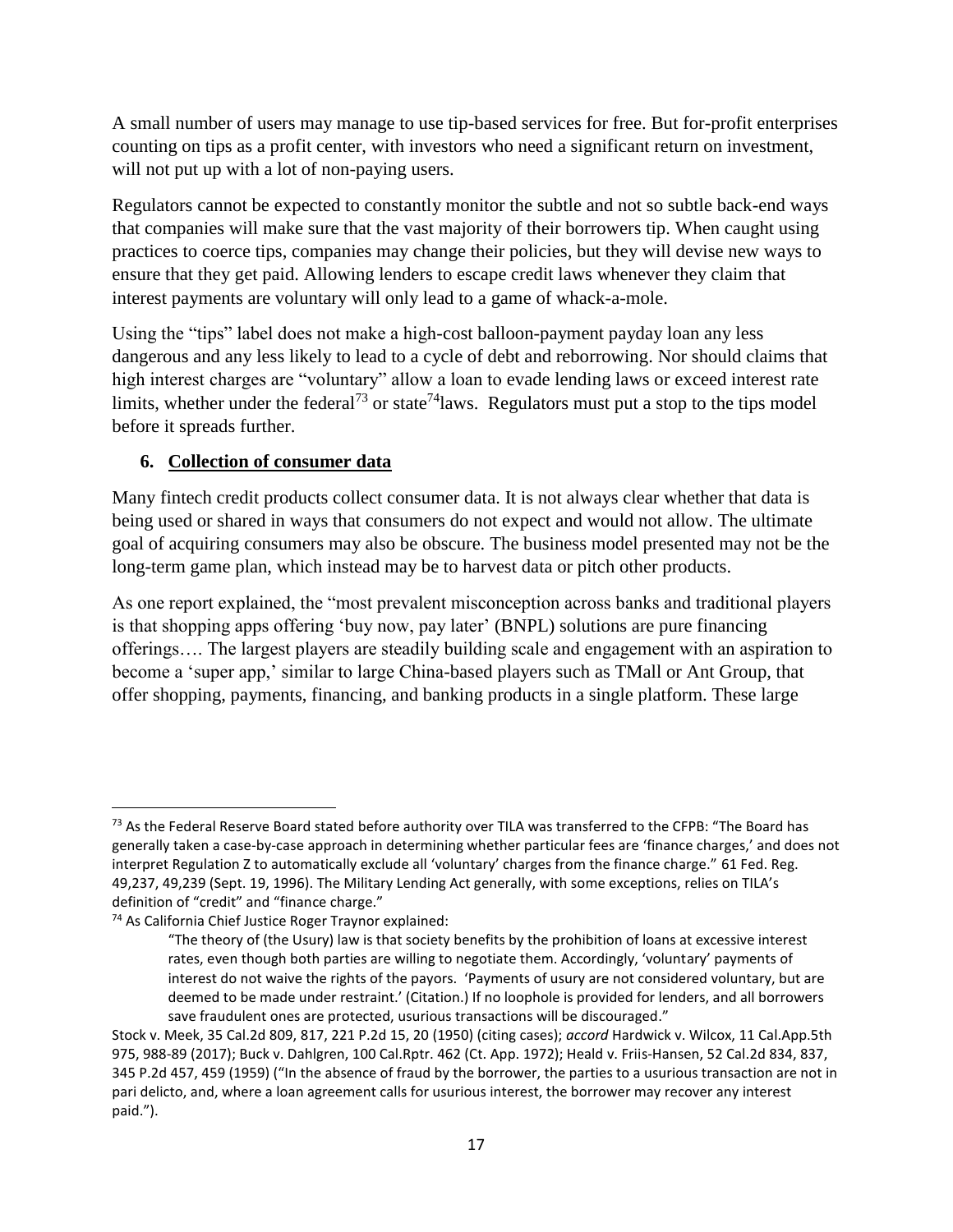A small number of users may manage to use tip-based services for free. But for-profit enterprises counting on tips as a profit center, with investors who need a significant return on investment, will not put up with a lot of non-paying users.

Regulators cannot be expected to constantly monitor the subtle and not so subtle back-end ways that companies will make sure that the vast majority of their borrowers tip. When caught using practices to coerce tips, companies may change their policies, but they will devise new ways to ensure that they get paid. Allowing lenders to escape credit laws whenever they claim that interest payments are voluntary will only lead to a game of whack-a-mole.

Using the "tips" label does not make a high-cost balloon-payment payday loan any less dangerous and any less likely to lead to a cycle of debt and reborrowing. Nor should claims that high interest charges are "voluntary" allow a loan to evade lending laws or exceed interest rate limits, whether under the federal[73] or state[74] laws. Regulators must put a stop to the tips model before it spreads further.

### 6. <u>Collection of consumer data</u>

Many fintech credit products collect consumer data. It is not always clear whether that data is being used or shared in ways that consumers do not expect and would not allow. The ultimate goal of acquiring consumers may also be obscure. The business model presented may not be the long-term game plan, which instead may be to harvest data or pitch other products.

As one report explained, the "most prevalent misconception across banks and traditional players is that shopping apps offering 'buy now, pay later' (BNPL) solutions are pure financing offerings…. The largest players are steadily building scale and engagement with an aspiration to become a 'super app,' similar to large China-based players such as TMall or Ant Group, that offer shopping, payments, financing, and banking products in a single platform. These large

---

[73] As the Federal Reserve Board stated before authority over TILA was transferred to the CFPB: "The Board has generally taken a case-by-case approach in determining whether particular fees are 'finance charges,' and does not interpret Regulation Z to automatically exclude all 'voluntary' charges from the finance charge." 61 Fed. Reg. 49,237, 49,239 (Sept. 19, 1996). The Military Lending Act generally, with some exceptions, relies on TILA's definition of "credit" and "finance charge."

[74] As California Chief Justice Roger Traynor explained:

> "The theory of (the Usury) law is that society benefits by the prohibition of loans at excessive interest rates, even though both parties are willing to negotiate them. Accordingly, 'voluntary' payments of interest do not waive the rights of the payors. 'Payments of usury are not considered voluntary, but are deemed to be made under restraint.' (Citation.) If no loophole is provided for lenders, and all borrowers save fraudulent ones are protected, usurious transactions will be discouraged."

Stock v. Meek, 35 Cal.2d 809, 817, 221 P.2d 15, 20 (1950) (citing cases); *accord* Hardwick v. Wilcox, 11 Cal.App.5th 975, 988-89 (2017); Buck v. Dahlgren, 100 Cal.Rptr. 462 (Ct. App. 1972); Heald v. Friis-Hansen, 52 Cal.2d 834, 837, 345 P.2d 457, 459 (1959) ("In the absence of fraud by the borrower, the parties to a usurious transaction are not in pari delicto, and, where a loan agreement calls for usurious interest, the borrower may recover any interest paid.").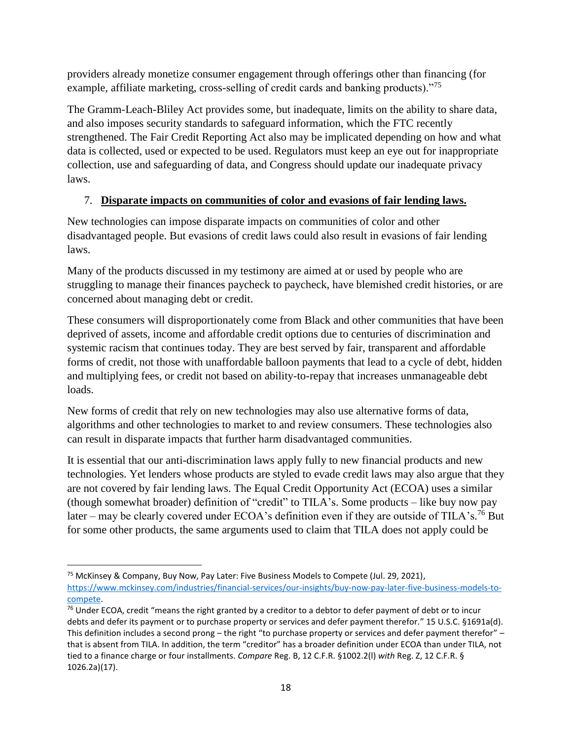providers already monetize consumer engagement through offerings other than financing (for example, affiliate marketing, cross-selling of credit cards and banking products)."[75]

The Gramm-Leach-Bliley Act provides some, but inadequate, limits on the ability to share data, and also imposes security standards to safeguard information, which the FTC recently strengthened. The Fair Credit Reporting Act also may be implicated depending on how and what data is collected, used or expected to be used. Regulators must keep an eye out for inappropriate collection, use and safeguarding of data, and Congress should update our inadequate privacy laws.

7. **Disparate impacts on communities of color and evasions of fair lending laws.**

New technologies can impose disparate impacts on communities of color and other disadvantaged people. But evasions of credit laws could also result in evasions of fair lending laws.

Many of the products discussed in my testimony are aimed at or used by people who are struggling to manage their finances paycheck to paycheck, have blemished credit histories, or are concerned about managing debt or credit.

These consumers will disproportionately come from Black and other communities that have been deprived of assets, income and affordable credit options due to centuries of discrimination and systemic racism that continues today. They are best served by fair, transparent and affordable forms of credit, not those with unaffordable balloon payments that lead to a cycle of debt, hidden and multiplying fees, or credit not based on ability-to-repay that increases unmanageable debt loads.

New forms of credit that rely on new technologies may also use alternative forms of data, algorithms and other technologies to market to and review consumers. These technologies also can result in disparate impacts that further harm disadvantaged communities.

It is essential that our anti-discrimination laws apply fully to new financial products and new technologies. Yet lenders whose products are styled to evade credit laws may also argue that they are not covered by fair lending laws. The Equal Credit Opportunity Act (ECOA) uses a similar (though somewhat broader) definition of "credit" to TILA's. Some products – like buy now pay later – may be clearly covered under ECOA's definition even if they are outside of TILA's.[76] But for some other products, the same arguments used to claim that TILA does not apply could be

---

[75] McKinsey & Company, Buy Now, Pay Later: Five Business Models to Compete (Jul. 29, 2021), https://www.mckinsey.com/industries/financial-services/our-insights/buy-now-pay-later-five-business-models-to-compete.

[76] Under ECOA, credit "means the right granted by a creditor to a debtor to defer payment of debt or to incur debts and defer its payment or to purchase property or services and defer payment therefor." 15 U.S.C. §1691a(d). This definition includes a second prong – the right "to purchase property or services and defer payment therefor" – that is absent from TILA. In addition, the term "creditor" has a broader definition under ECOA than under TILA, not tied to a finance charge or four installments. *Compare* Reg. B, 12 C.F.R. §1002.2(l) *with* Reg. Z, 12 C.F.R. § 1026.2a)(17).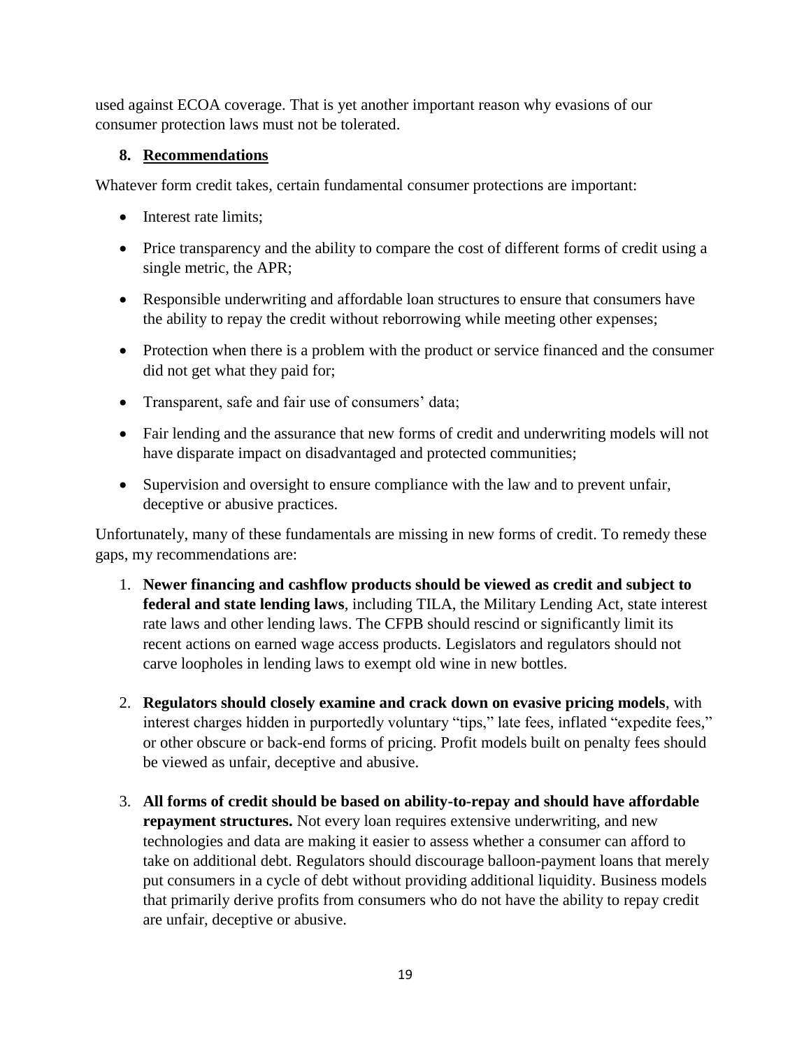used against ECOA coverage. That is yet another important reason why evasions of our consumer protection laws must not be tolerated.

## 8. Recommendations

Whatever form credit takes, certain fundamental consumer protections are important:

- Interest rate limits;
- Price transparency and the ability to compare the cost of different forms of credit using a single metric, the APR;
- Responsible underwriting and affordable loan structures to ensure that consumers have the ability to repay the credit without reborrowing while meeting other expenses;
- Protection when there is a problem with the product or service financed and the consumer did not get what they paid for;
- Transparent, safe and fair use of consumers' data;
- Fair lending and the assurance that new forms of credit and underwriting models will not have disparate impact on disadvantaged and protected communities;
- Supervision and oversight to ensure compliance with the law and to prevent unfair, deceptive or abusive practices.

Unfortunately, many of these fundamentals are missing in new forms of credit. To remedy these gaps, my recommendations are:

1. **Newer financing and cashflow products should be viewed as credit and subject to federal and state lending laws**, including TILA, the Military Lending Act, state interest rate laws and other lending laws. The CFPB should rescind or significantly limit its recent actions on earned wage access products. Legislators and regulators should not carve loopholes in lending laws to exempt old wine in new bottles.

2. **Regulators should closely examine and crack down on evasive pricing models**, with interest charges hidden in purportedly voluntary "tips," late fees, inflated "expedite fees," or other obscure or back-end forms of pricing. Profit models built on penalty fees should be viewed as unfair, deceptive and abusive.

3. **All forms of credit should be based on ability-to-repay and should have affordable repayment structures.** Not every loan requires extensive underwriting, and new technologies and data are making it easier to assess whether a consumer can afford to take on additional debt. Regulators should discourage balloon-payment loans that merely put consumers in a cycle of debt without providing additional liquidity. Business models that primarily derive profits from consumers who do not have the ability to repay credit are unfair, deceptive or abusive.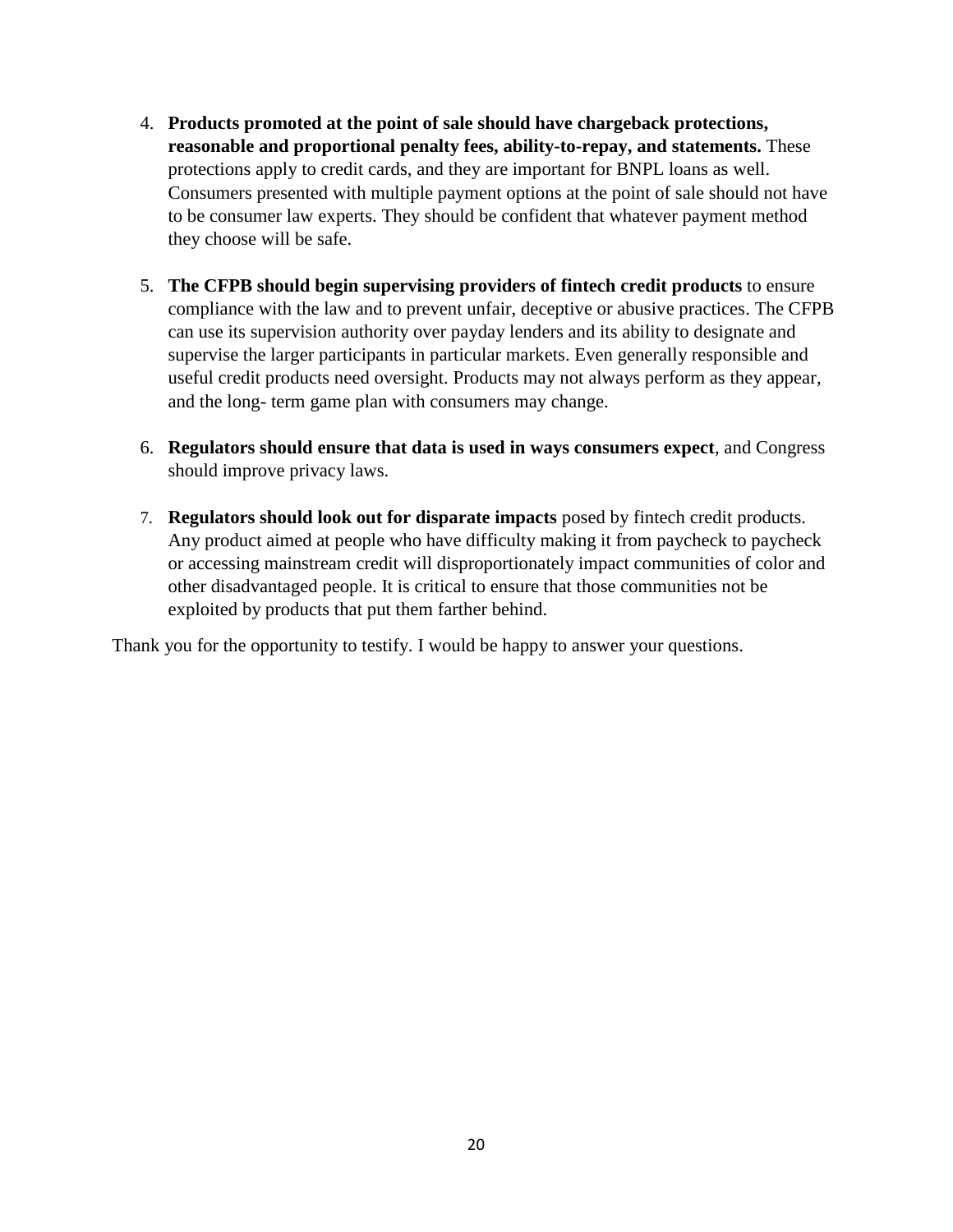4. **Products promoted at the point of sale should have chargeback protections, reasonable and proportional penalty fees, ability-to-repay, and statements.** These protections apply to credit cards, and they are important for BNPL loans as well. Consumers presented with multiple payment options at the point of sale should not have to be consumer law experts. They should be confident that whatever payment method they choose will be safe.

5. **The CFPB should begin supervising providers of fintech credit products** to ensure compliance with the law and to prevent unfair, deceptive or abusive practices. The CFPB can use its supervision authority over payday lenders and its ability to designate and supervise the larger participants in particular markets. Even generally responsible and useful credit products need oversight. Products may not always perform as they appear, and the long- term game plan with consumers may change.

6. **Regulators should ensure that data is used in ways consumers expect**, and Congress should improve privacy laws.

7. **Regulators should look out for disparate impacts** posed by fintech credit products. Any product aimed at people who have difficulty making it from paycheck to paycheck or accessing mainstream credit will disproportionately impact communities of color and other disadvantaged people. It is critical to ensure that those communities not be exploited by products that put them farther behind.

Thank you for the opportunity to testify. I would be happy to answer your questions.